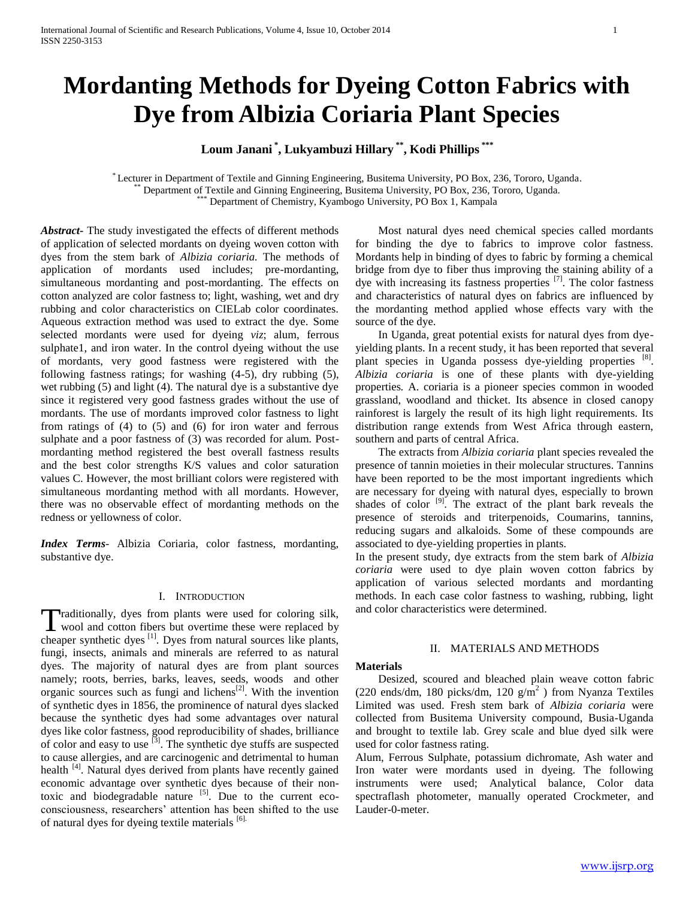# Mordanting Methods for Dyeing Cotton Fabrics with Dye from Albizia Coriaria Plant Species

**Loum Janani [*], Lukyambuzi Hillary [**], Kodi Phillips [***]**

[*] Lecturer in Department of Textile and Ginning Engineering, Busitema University, PO Box, 236, Tororo, Uganda.
[**] Department of Textile and Ginning Engineering, Busitema University, PO Box, 236, Tororo, Uganda.
[***] Department of Chemistry, Kyambogo University, PO Box 1, Kampala

***Abstract***- The study investigated the effects of different methods of application of selected mordants on dyeing woven cotton with dyes from the stem bark of *Albizia coriaria.* The methods of application of mordants used includes; pre-mordanting, simultaneous mordanting and post-mordanting. The effects on cotton analyzed are color fastness to; light, washing, wet and dry rubbing and color characteristics on CIELab color coordinates. Aqueous extraction method was used to extract the dye. Some selected mordants were used for dyeing *viz*; alum, ferrous sulphate1, and iron water. In the control dyeing without the use of mordants, very good fastness were registered with the following fastness ratings; for washing (4-5), dry rubbing (5), wet rubbing (5) and light (4). The natural dye is a substantive dye since it registered very good fastness grades without the use of mordants. The use of mordants improved color fastness to light from ratings of (4) to (5) and (6) for iron water and ferrous sulphate and a poor fastness of (3) was recorded for alum. Post-mordanting method registered the best overall fastness results and the best color strengths K/S values and color saturation values C. However, the most brilliant colors were registered with simultaneous mordanting method with all mordants. However, there was no observable effect of mordanting methods on the redness or yellowness of color.

***Index Terms***- Albizia Coriaria, color fastness, mordanting, substantive dye.

## I. Introduction

Traditionally, dyes from plants were used for coloring silk, wool and cotton fibers but overtime these were replaced by cheaper synthetic dyes [1]. Dyes from natural sources like plants, fungi, insects, animals and minerals are referred to as natural dyes. The majority of natural dyes are from plant sources namely; roots, berries, barks, leaves, seeds, woods and other organic sources such as fungi and lichens[2]. With the invention of synthetic dyes in 1856, the prominence of natural dyes slacked because the synthetic dyes had some advantages over natural dyes like color fastness, good reproducibility of shades, brilliance of color and easy to use [3]. The synthetic dye stuffs are suspected to cause allergies, and are carcinogenic and detrimental to human health [4]. Natural dyes derived from plants have recently gained economic advantage over synthetic dyes because of their non-toxic and biodegradable nature [5]. Due to the current eco-consciousness, researchers' attention has been shifted to the use of natural dyes for dyeing textile materials [6].

Most natural dyes need chemical species called mordants for binding the dye to fabrics to improve color fastness. Mordants help in binding of dyes to fabric by forming a chemical bridge from dye to fiber thus improving the staining ability of a dye with increasing its fastness properties [7]. The color fastness and characteristics of natural dyes on fabrics are influenced by the mordanting method applied whose effects vary with the source of the dye.

In Uganda, great potential exists for natural dyes from dye-yielding plants. In a recent study, it has been reported that several plant species in Uganda possess dye-yielding properties [8]. *Albizia coriaria* is one of these plants with dye-yielding properties*.* A. coriaria is a pioneer species common in wooded grassland, woodland and thicket. Its absence in closed canopy rainforest is largely the result of its high light requirements. Its distribution range extends from West Africa through eastern, southern and parts of central Africa.

The extracts from *Albizia coriaria* plant species revealed the presence of tannin moieties in their molecular structures. Tannins have been reported to be the most important ingredients which are necessary for dyeing with natural dyes, especially to brown shades of color [9]. The extract of the plant bark reveals the presence of steroids and triterpenoids, Coumarins, tannins, reducing sugars and alkaloids. Some of these compounds are associated to dye-yielding properties in plants.

In the present study, dye extracts from the stem bark of *Albizia coriaria* were used to dye plain woven cotton fabrics by application of various selected mordants and mordanting methods. In each case color fastness to washing, rubbing, light and color characteristics were determined.

## II. Materials and Methods

**Materials**

Desized, scoured and bleached plain weave cotton fabric (220 ends/dm, 180 picks/dm, 120 g/m$^2$ ) from Nyanza Textiles Limited was used. Fresh stem bark of *Albizia coriaria* were collected from Busitema University compound, Busia-Uganda and brought to textile lab. Grey scale and blue dyed silk were used for color fastness rating.

Alum, Ferrous Sulphate, potassium dichromate, Ash water and Iron water were mordants used in dyeing. The following instruments were used; Analytical balance, Color data spectraflash photometer, manually operated Crockmeter, and Lauder-0-meter.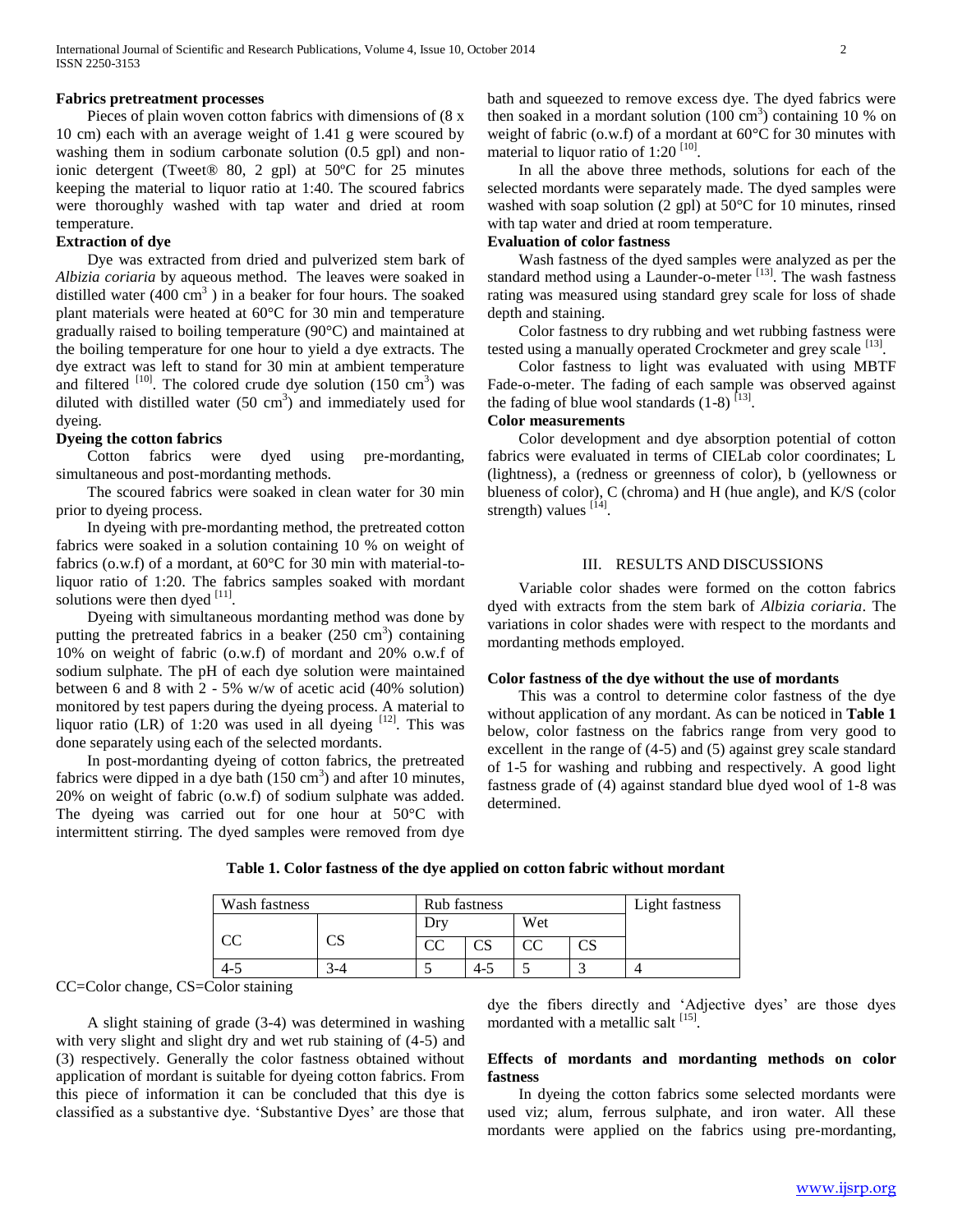**Fabrics pretreatment processes**

Pieces of plain woven cotton fabrics with dimensions of (8 x 10 cm) each with an average weight of 1.41 g were scoured by washing them in sodium carbonate solution (0.5 gpl) and non-ionic detergent (Tweet® 80, 2 gpl) at 50ºC for 25 minutes keeping the material to liquor ratio at 1:40. The scoured fabrics were thoroughly washed with tap water and dried at room temperature.

**Extraction of dye**

Dye was extracted from dried and pulverized stem bark of *Albizia coriaria* by aqueous method. The leaves were soaked in distilled water (400 $cm^3$ ) in a beaker for four hours. The soaked plant materials were heated at 60°C for 30 min and temperature gradually raised to boiling temperature (90°C) and maintained at the boiling temperature for one hour to yield a dye extracts. The dye extract was left to stand for 30 min at ambient temperature and filtered [10]. The colored crude dye solution (150 $cm^3$) was diluted with distilled water (50 $cm^3$) and immediately used for dyeing.

**Dyeing the cotton fabrics**

Cotton fabrics were dyed using pre-mordanting, simultaneous and post-mordanting methods.

The scoured fabrics were soaked in clean water for 30 min prior to dyeing process.

In dyeing with pre-mordanting method, the pretreated cotton fabrics were soaked in a solution containing 10 % on weight of fabrics (o.w.f) of a mordant, at 60°C for 30 min with material-to-liquor ratio of 1:20. The fabrics samples soaked with mordant solutions were then dyed [11].

Dyeing with simultaneous mordanting method was done by putting the pretreated fabrics in a beaker (250 $cm^3$) containing 10% on weight of fabric (o.w.f) of mordant and 20% o.w.f of sodium sulphate. The pH of each dye solution were maintained between 6 and 8 with 2 - 5% w/w of acetic acid (40% solution) monitored by test papers during the dyeing process. A material to liquor ratio (LR) of 1:20 was used in all dyeing [12]. This was done separately using each of the selected mordants.

In post-mordanting dyeing of cotton fabrics, the pretreated fabrics were dipped in a dye bath (150 $cm^3$) and after 10 minutes, 20% on weight of fabric (o.w.f) of sodium sulphate was added. The dyeing was carried out for one hour at 50°C with intermittent stirring. The dyed samples were removed from dye bath and squeezed to remove excess dye. The dyed fabrics were then soaked in a mordant solution (100 $cm^3$) containing 10 % on weight of fabric (o.w.f) of a mordant at 60°C for 30 minutes with material to liquor ratio of 1:20 [10].

In all the above three methods, solutions for each of the selected mordants were separately made. The dyed samples were washed with soap solution (2 gpl) at 50°C for 10 minutes, rinsed with tap water and dried at room temperature.

**Evaluation of color fastness**

Wash fastness of the dyed samples were analyzed as per the standard method using a Launder-o-meter [13]. The wash fastness rating was measured using standard grey scale for loss of shade depth and staining.

Color fastness to dry rubbing and wet rubbing fastness were tested using a manually operated Crockmeter and grey scale [13].

Color fastness to light was evaluated with using MBTF Fade-o-meter. The fading of each sample was observed against the fading of blue wool standards (1-8) [13].

**Color measurements**

Color development and dye absorption potential of cotton fabrics were evaluated in terms of CIELab color coordinates; L (lightness), a (redness or greenness of color), b (yellowness or blueness of color), C (chroma) and H (hue angle), and K/S (color strength) values [14].

## III. RESULTS AND DISCUSSIONS

Variable color shades were formed on the cotton fabrics dyed with extracts from the stem bark of *Albizia coriaria*. The variations in color shades were with respect to the mordants and mordanting methods employed.

**Color fastness of the dye without the use of mordants**

This was a control to determine color fastness of the dye without application of any mordant. As can be noticed in **Table 1** below, color fastness on the fabrics range from very good to excellent in the range of (4-5) and (5) against grey scale standard of 1-5 for washing and rubbing and respectively. A good light fastness grade of (4) against standard blue dyed wool of 1-8 was determined.

**Table 1. Color fastness of the dye applied on cotton fabric without mordant**

| Wash fastness | | Rub fastness | | | | Light fastness |
|---|---|---|---|---|---|---|
| | | Dry | | Wet | | |
| CC | CS | CC | CS | CC | CS | |
| 4-5 | 3-4 | 5 | 4-5 | 5 | 3 | 4 |

CC=Color change, CS=Color staining

A slight staining of grade (3-4) was determined in washing with very slight and slight dry and wet rub staining of (4-5) and (3) respectively. Generally the color fastness obtained without application of mordant is suitable for dyeing cotton fabrics. From this piece of information it can be concluded that this dye is classified as a substantive dye. 'Substantive Dyes' are those that dye the fibers directly and 'Adjective dyes' are those dyes mordanted with a metallic salt [15].

**Effects of mordants and mordanting methods on color fastness**

In dyeing the cotton fabrics some selected mordants were used viz; alum, ferrous sulphate, and iron water. All these mordants were applied on the fabrics using pre-mordanting,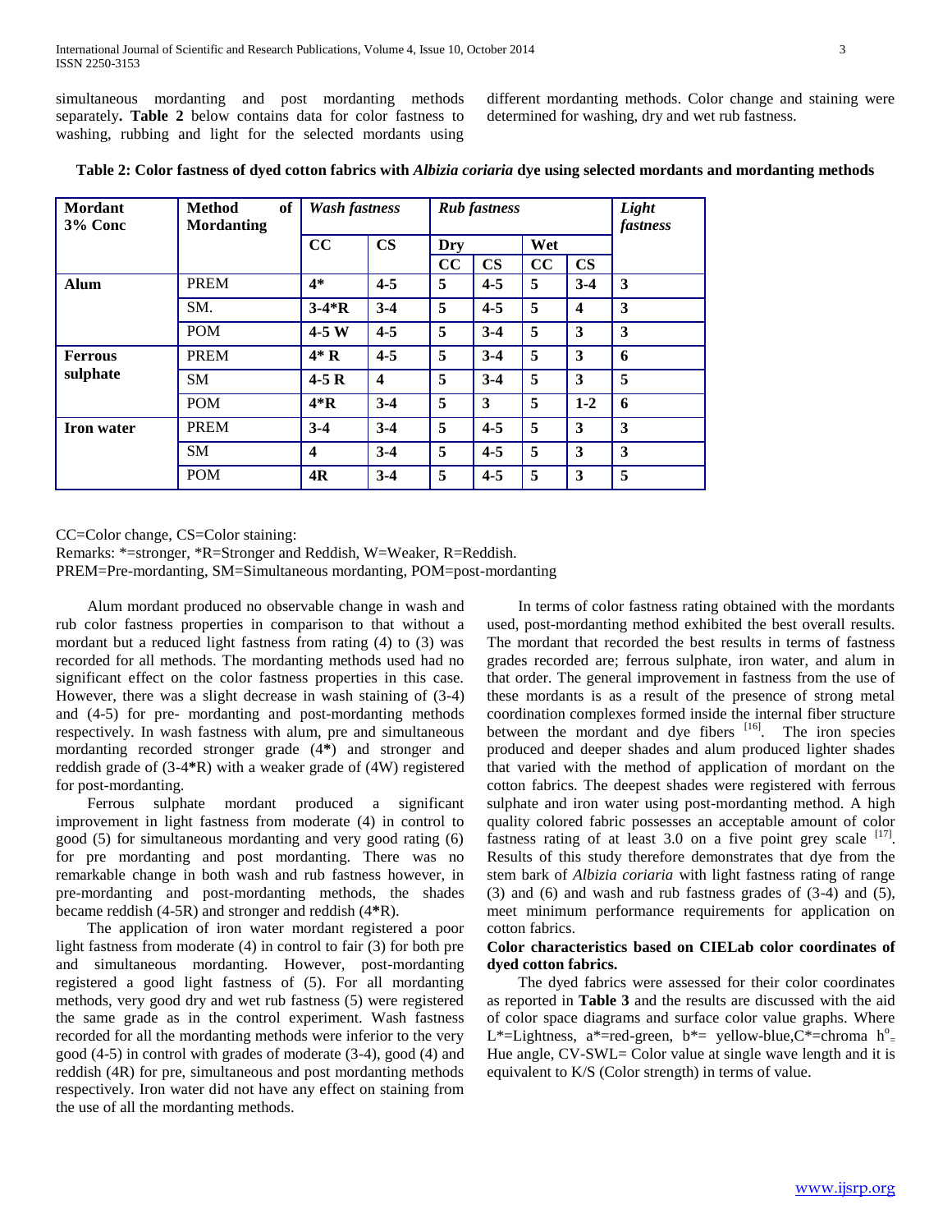simultaneous mordanting and post mordanting methods separately**. Table 2** below contains data for color fastness to washing, rubbing and light for the selected mordants using different mordanting methods. Color change and staining were determined for washing, dry and wet rub fastness.

**Table 2: Color fastness of dyed cotton fabrics with *Albizia coriaria* dye using selected mordants and mordanting methods**

| Mordant 3% Conc | Method of Mordanting | *Wash fastness* | | *Rub fastness* | | | | *Light fastness* |
|---|---|---|---|---|---|---|---|---|
| | | CC | CS | Dry | | Wet | | |
| | | | | CC | CS | CC | CS | |
| **Alum** | PREM | **4*** | **4-5** | **5** | **4-5** | **5** | **3-4** | **3** |
| | SM. | **3-4*R** | **3-4** | **5** | **4-5** | **5** | **4** | **3** |
| | POM | **4-5 W** | **4-5** | **5** | **3-4** | **5** | **3** | **3** |
| **Ferrous sulphate** | PREM | **4* R** | **4-5** | **5** | **3-4** | **5** | **3** | **6** |
| | SM | **4-5 R** | **4** | **5** | **3-4** | **5** | **3** | **5** |
| | POM | **4*R** | **3-4** | **5** | **3** | **5** | **1-2** | **6** |
| **Iron water** | PREM | **3-4** | **3-4** | **5** | **4-5** | **5** | **3** | **3** |
| | SM | **4** | **3-4** | **5** | **4-5** | **5** | **3** | **3** |
| | POM | **4R** | **3-4** | **5** | **4-5** | **5** | **3** | **5** |

CC=Color change, CS=Color staining:
Remarks: *=stronger, *R=Stronger and Reddish, W=Weaker, R=Reddish.
PREM=Pre-mordanting, SM=Simultaneous mordanting, POM=post-mordanting

Alum mordant produced no observable change in wash and rub color fastness properties in comparison to that without a mordant but a reduced light fastness from rating (4) to (3) was recorded for all methods. The mordanting methods used had no significant effect on the color fastness properties in this case. However, there was a slight decrease in wash staining of (3-4) and (4-5) for pre- mordanting and post-mordanting methods respectively. In wash fastness with alum, pre and simultaneous mordanting recorded stronger grade (4**\***) and stronger and reddish grade of (3-4**\***R) with a weaker grade of (4W) registered for post-mordanting.

Ferrous sulphate mordant produced a significant improvement in light fastness from moderate (4) in control to good (5) for simultaneous mordanting and very good rating (6) for pre mordanting and post mordanting. There was no remarkable change in both wash and rub fastness however, in pre-mordanting and post-mordanting methods, the shades became reddish (4-5R) and stronger and reddish (4**\***R).

The application of iron water mordant registered a poor light fastness from moderate (4) in control to fair (3) for both pre and simultaneous mordanting. However, post-mordanting registered a good light fastness of (5). For all mordanting methods, very good dry and wet rub fastness (5) were registered the same grade as in the control experiment. Wash fastness recorded for all the mordanting methods were inferior to the very good (4-5) in control with grades of moderate (3-4), good (4) and reddish (4R) for pre, simultaneous and post mordanting methods respectively. Iron water did not have any effect on staining from the use of all the mordanting methods.

In terms of color fastness rating obtained with the mordants used, post-mordanting method exhibited the best overall results. The mordant that recorded the best results in terms of fastness grades recorded are; ferrous sulphate, iron water, and alum in that order. The general improvement in fastness from the use of these mordants is as a result of the presence of strong metal coordination complexes formed inside the internal fiber structure between the mordant and dye fibers [16]. The iron species produced and deeper shades and alum produced lighter shades that varied with the method of application of mordant on the cotton fabrics. The deepest shades were registered with ferrous sulphate and iron water using post-mordanting method. A high quality colored fabric possesses an acceptable amount of color fastness rating of at least 3.0 on a five point grey scale [17]. Results of this study therefore demonstrates that dye from the stem bark of *Albizia coriaria* with light fastness rating of range (3) and (6) and wash and rub fastness grades of (3-4) and (5), meet minimum performance requirements for application on cotton fabrics.

**Color characteristics based on CIELab color coordinates of dyed cotton fabrics.**

The dyed fabrics were assessed for their color coordinates as reported in **Table 3** and the results are discussed with the aid of color space diagrams and surface color value graphs. Where L*=Lightness, a*=red-green, b*= yellow-blue,C*=chroma h°= Hue angle, CV-SWL= Color value at single wave length and it is equivalent to K/S (Color strength) in terms of value.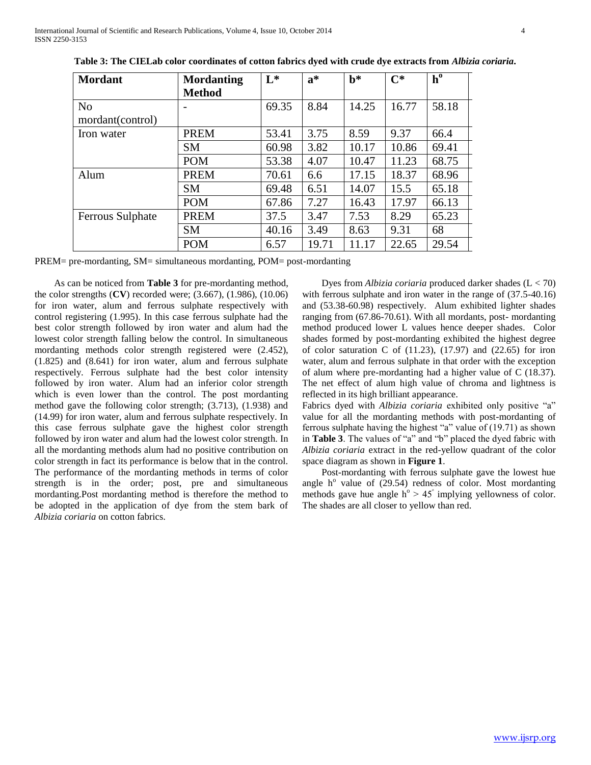**Table 3: The CIELab color coordinates of cotton fabrics dyed with crude dye extracts from *Albizia coriaria*.**

| Mordant | Mordanting Method | L* | a* | b* | C* | $h^o$ |
|---|---|---|---|---|---|---|
| No mordant(control) | - | 69.35 | 8.84 | 14.25 | 16.77 | 58.18 |
| Iron water | PREM | 53.41 | 3.75 | 8.59 | 9.37 | 66.4 |
| | SM | 60.98 | 3.82 | 10.17 | 10.86 | 69.41 |
| | POM | 53.38 | 4.07 | 10.47 | 11.23 | 68.75 |
| Alum | PREM | 70.61 | 6.6 | 17.15 | 18.37 | 68.96 |
| | SM | 69.48 | 6.51 | 14.07 | 15.5 | 65.18 |
| | POM | 67.86 | 7.27 | 16.43 | 17.97 | 66.13 |
| Ferrous Sulphate | PREM | 37.5 | 3.47 | 7.53 | 8.29 | 65.23 |
| | SM | 40.16 | 3.49 | 8.63 | 9.31 | 68 |
| | POM | 6.57 | 19.71 | 11.17 | 22.65 | 29.54 |

PREM= pre-mordanting, SM= simultaneous mordanting, POM= post-mordanting

As can be noticed from **Table 3** for pre-mordanting method, the color strengths (**CV**) recorded were; (3.667), (1.986), (10.06) for iron water, alum and ferrous sulphate respectively with control registering (1.995). In this case ferrous sulphate had the best color strength followed by iron water and alum had the lowest color strength falling below the control. In simultaneous mordanting methods color strength registered were (2.452), (1.825) and (8.641) for iron water, alum and ferrous sulphate respectively. Ferrous sulphate had the best color intensity followed by iron water. Alum had an inferior color strength which is even lower than the control. The post mordanting method gave the following color strength; (3.713), (1.938) and (14.99) for iron water, alum and ferrous sulphate respectively. In this case ferrous sulphate gave the highest color strength followed by iron water and alum had the lowest color strength. In all the mordanting methods alum had no positive contribution on color strength in fact its performance is below that in the control. The performance of the mordanting methods in terms of color strength is in the order; post, pre and simultaneous mordanting.Post mordanting method is therefore the method to be adopted in the application of dye from the stem bark of *Albizia coriaria* on cotton fabrics.

Dyes from *Albizia coriaria* produced darker shades ($L < 70$) with ferrous sulphate and iron water in the range of (37.5-40.16) and (53.38-60.98) respectively. Alum exhibited lighter shades ranging from (67.86-70.61). With all mordants, post- mordanting method produced lower L values hence deeper shades. Color shades formed by post-mordanting exhibited the highest degree of color saturation C of (11.23), (17.97) and (22.65) for iron water, alum and ferrous sulphate in that order with the exception of alum where pre-mordanting had a higher value of C (18.37). The net effect of alum high value of chroma and lightness is reflected in its high brilliant appearance.

Fabrics dyed with *Albizia coriaria* exhibited only positive "a" value for all the mordanting methods with post-mordanting of ferrous sulphate having the highest "a" value of (19.71) as shown in **Table 3**. The values of "a" and "b" placed the dyed fabric with *Albizia coriaria* extract in the red-yellow quadrant of the color space diagram as shown in **Figure 1**.

Post-mordanting with ferrous sulphate gave the lowest hue angle $h^o$ value of (29.54) redness of color. Most mordanting methods gave hue angle $h^o > 45^{\circ}$ implying yellowness of color. The shades are all closer to yellow than red.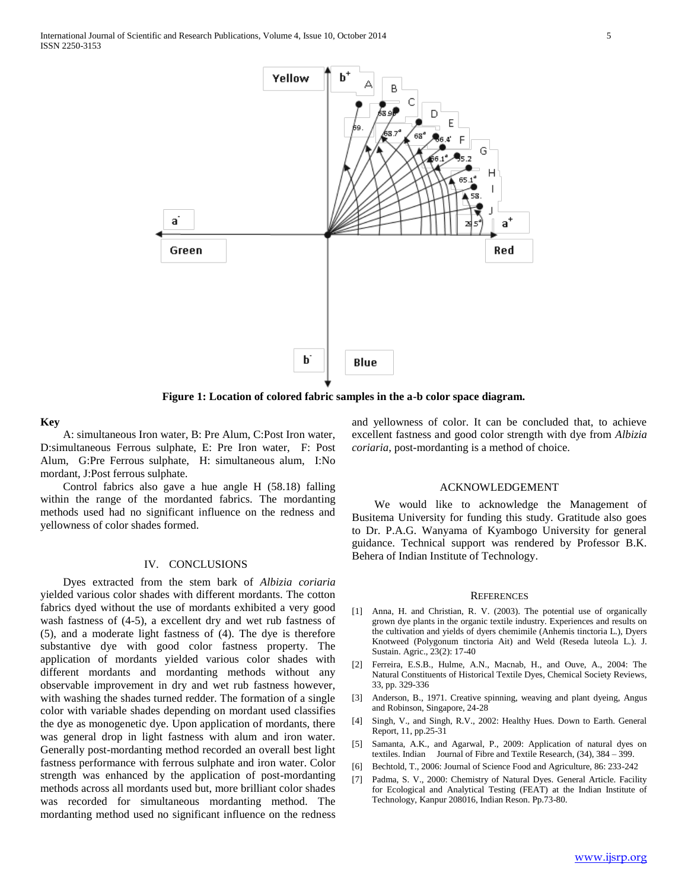**Figure 1: Location of colored fabric samples in the a-b color space diagram.**

**Key**

A: simultaneous Iron water, B: Pre Alum, C:Post Iron water, D:simultaneous Ferrous sulphate, E: Pre Iron water, F: Post Alum, G:Pre Ferrous sulphate, H: simultaneous alum, I:No mordant, J:Post ferrous sulphate.

Control fabrics also gave a hue angle H (58.18) falling within the range of the mordanted fabrics. The mordanting methods used had no significant influence on the redness and yellowness of color shades formed.

## IV. CONCLUSIONS

Dyes extracted from the stem bark of *Albizia coriaria* yielded various color shades with different mordants. The cotton fabrics dyed without the use of mordants exhibited a very good wash fastness of (4-5), a excellent dry and wet rub fastness of (5), and a moderate light fastness of (4). The dye is therefore substantive dye with good color fastness property. The application of mordants yielded various color shades with different mordants and mordanting methods without any observable improvement in dry and wet rub fastness however, with washing the shades turned redder. The formation of a single color with variable shades depending on mordant used classifies the dye as monogenetic dye. Upon application of mordants, there was general drop in light fastness with alum and iron water. Generally post-mordanting method recorded an overall best light fastness performance with ferrous sulphate and iron water. Color strength was enhanced by the application of post-mordanting methods across all mordants used but, more brilliant color shades was recorded for simultaneous mordanting method. The mordanting method used no significant influence on the redness and yellowness of color. It can be concluded that, to achieve excellent fastness and good color strength with dye from *Albizia coriaria*, post-mordanting is a method of choice.

## ACKNOWLEDGEMENT

We would like to acknowledge the Management of Busitema University for funding this study. Gratitude also goes to Dr. P.A.G. Wanyama of Kyambogo University for general guidance. Technical support was rendered by Professor B.K. Behera of Indian Institute of Technology.

## REFERENCES

[1] Anna, H. and Christian, R. V. (2003). The potential use of organically grown dye plants in the organic textile industry. Experiences and results on the cultivation and yields of dyers chemimile (Anhemis tinctoria L.), Dyers Knotweed (Polygonum tinctoria Ait) and Weld (Reseda luteola L.). J. Sustain. Agric., 23(2): 17-40

[2] Ferreira, E.S.B., Hulme, A.N., Macnab, H., and Ouve, A., 2004: The Natural Constituents of Historical Textile Dyes, Chemical Society Reviews, 33, pp. 329-336

[3] Anderson, B., 1971. Creative spinning, weaving and plant dyeing, Angus and Robinson, Singapore, 24-28

[4] Singh, V., and Singh, R.V., 2002: Healthy Hues. Down to Earth. General Report, 11, pp.25-31

[5] Samanta, A.K., and Agarwal, P., 2009: Application of natural dyes on textiles. Indian Journal of Fibre and Textile Research, (34), 384 – 399.

[6] Bechtold, T., 2006: Journal of Science Food and Agriculture, 86: 233-242

[7] Padma, S. V., 2000: Chemistry of Natural Dyes. General Article. Facility for Ecological and Analytical Testing (FEAT) at the Indian Institute of Technology, Kanpur 208016, Indian Reson. Pp.73-80.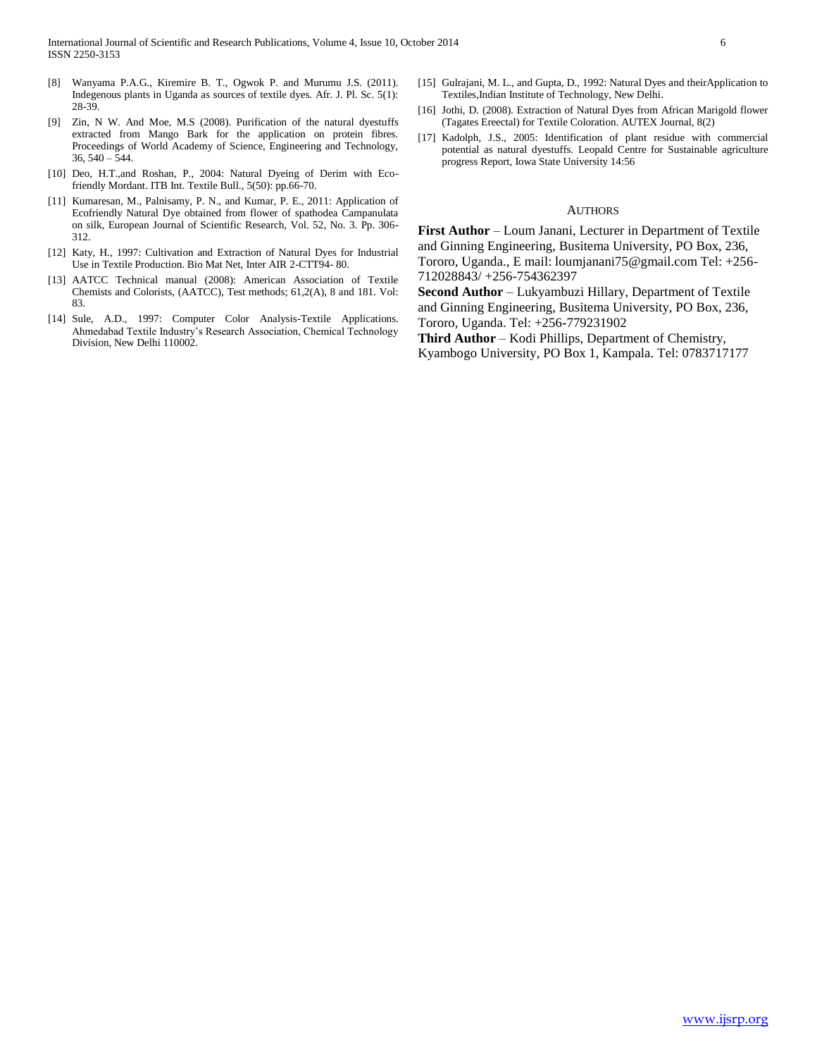[8] Wanyama P.A.G., Kiremire B. T., Ogwok P. and Murumu J.S. (2011). Indegenous plants in Uganda as sources of textile dyes. Afr. J. Pl. Sc. 5(1): 28-39.

[9] Zin, N W. And Moe, M.S (2008). Purification of the natural dyestuffs extracted from Mango Bark for the application on protein fibres. Proceedings of World Academy of Science, Engineering and Technology, 36, 540 – 544.

[10] Deo, H.T.,and Roshan, P., 2004: Natural Dyeing of Derim with Eco-friendly Mordant. ITB Int. Textile Bull., 5(50): pp.66-70.

[11] Kumaresan, M., Palnisamy, P. N., and Kumar, P. E., 2011: Application of Ecofriendly Natural Dye obtained from flower of spathodea Campanulata on silk, European Journal of Scientific Research, Vol. 52, No. 3. Pp. 306-312.

[12] Katy, H., 1997: Cultivation and Extraction of Natural Dyes for Industrial Use in Textile Production. Bio Mat Net, Inter AIR 2-CTT94- 80.

[13] AATCC Technical manual (2008): American Association of Textile Chemists and Colorists, (AATCC), Test methods; 61,2(A), 8 and 181. Vol: 83.

[14] Sule, A.D., 1997: Computer Color Analysis-Textile Applications. Ahmedabad Textile Industry's Research Association, Chemical Technology Division, New Delhi 110002.

[15] Gulrajani, M. L., and Gupta, D., 1992: Natural Dyes and theirApplication to Textiles,Indian Institute of Technology, New Delhi.

[16] Jothi, D. (2008). Extraction of Natural Dyes from African Marigold flower (Tagates Ereectal) for Textile Coloration. AUTEX Journal, 8(2)

[17] Kadolph, J.S., 2005: Identification of plant residue with commercial potential as natural dyestuffs. Leopald Centre for Sustainable agriculture progress Report, Iowa State University 14:56

## Authors

**First Author** – Loum Janani, Lecturer in Department of Textile and Ginning Engineering, Busitema University, PO Box, 236, Tororo, Uganda., E mail: loumjanani75@gmail.com Tel: +256-712028843/ +256-754362397

**Second Author** – Lukyambuzi Hillary, Department of Textile and Ginning Engineering, Busitema University, PO Box, 236, Tororo, Uganda. Tel: +256-779231902

**Third Author** – Kodi Phillips, Department of Chemistry, Kyambogo University, PO Box 1, Kampala. Tel: 0783717177